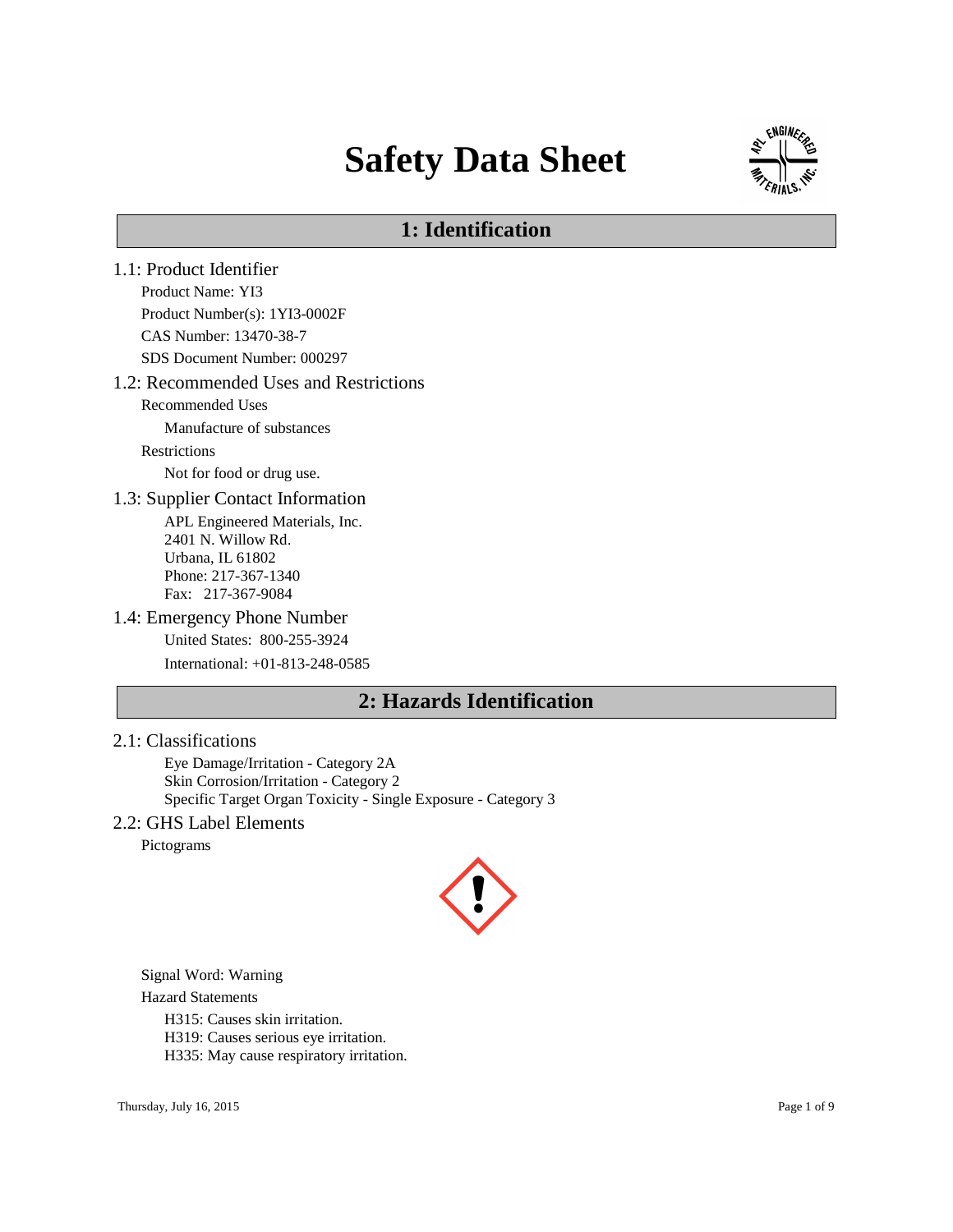# Safety Data Sheet

## 1: Identification

### 1.1: Product Identifier

Product Name: YI3

Product Number(s): 1YI3-0002F

CAS Number: 13470-38-7

SDS Document Number: 000297

### 1.2: Recommended Uses and Restrictions

Recommended Uses

Manufacture of substances

Restrictions

Not for food or drug use.

### 1.3: Supplier Contact Information

APL Engineered Materials, Inc.
2401 N. Willow Rd.
Urbana, IL 61802
Phone: 217-367-1340
Fax: 217-367-9084

### 1.4: Emergency Phone Number

United States: 800-255-3924

International: +01-813-248-0585

## 2: Hazards Identification

### 2.1: Classifications

Eye Damage/Irritation - Category 2A
Skin Corrosion/Irritation - Category 2
Specific Target Organ Toxicity - Single Exposure - Category 3

### 2.2: GHS Label Elements

Pictograms

Signal Word: Warning

Hazard Statements

H315: Causes skin irritation.
H319: Causes serious eye irritation.
H335: May cause respiratory irritation.

Thursday, July 16, 2015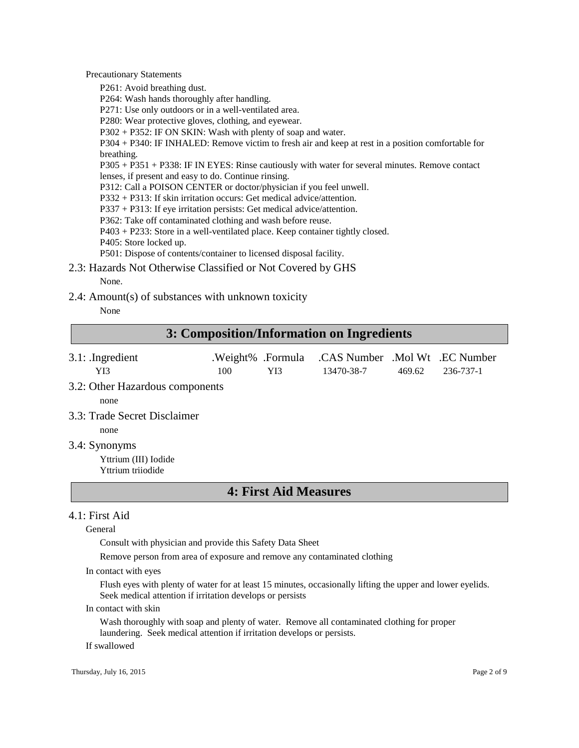Precautionary Statements

P261: Avoid breathing dust.
P264: Wash hands thoroughly after handling.
P271: Use only outdoors or in a well-ventilated area.
P280: Wear protective gloves, clothing, and eyewear.
P302 + P352: IF ON SKIN: Wash with plenty of soap and water.
P304 + P340: IF INHALED: Remove victim to fresh air and keep at rest in a position comfortable for breathing.
P305 + P351 + P338: IF IN EYES: Rinse cautiously with water for several minutes. Remove contact lenses, if present and easy to do. Continue rinsing.
P312: Call a POISON CENTER or doctor/physician if you feel unwell.
P332 + P313: If skin irritation occurs: Get medical advice/attention.
P337 + P313: If eye irritation persists: Get medical advice/attention.
P362: Take off contaminated clothing and wash before reuse.
P403 + P233: Store in a well-ventilated place. Keep container tightly closed.
P405: Store locked up.
P501: Dispose of contents/container to licensed disposal facility.

### 2.3: Hazards Not Otherwise Classified or Not Covered by GHS

None.

### 2.4: Amount(s) of substances with unknown toxicity

None

## 3: Composition/Information on Ingredients

| 3.1: .Ingredient | .Weight% | .Formula | .CAS Number | .Mol Wt | .EC Number |
|---|---|---|---|---|---|
| YI3 | 100 | $YI_3$ | 13470-38-7 | 469.62 | 236-737-1 |

### 3.2: Other Hazardous components

none

### 3.3: Trade Secret Disclaimer

none

### 3.4: Synonyms

Yttrium (III) Iodide
Yttrium triiodide

## 4: First Aid Measures

### 4.1: First Aid

General

Consult with physician and provide this Safety Data Sheet

Remove person from area of exposure and remove any contaminated clothing

In contact with eyes

Flush eyes with plenty of water for at least 15 minutes, occasionally lifting the upper and lower eyelids. Seek medical attention if irritation develops or persists

In contact with skin

Wash thoroughly with soap and plenty of water. Remove all contaminated clothing for proper laundering. Seek medical attention if irritation develops or persists.

If swallowed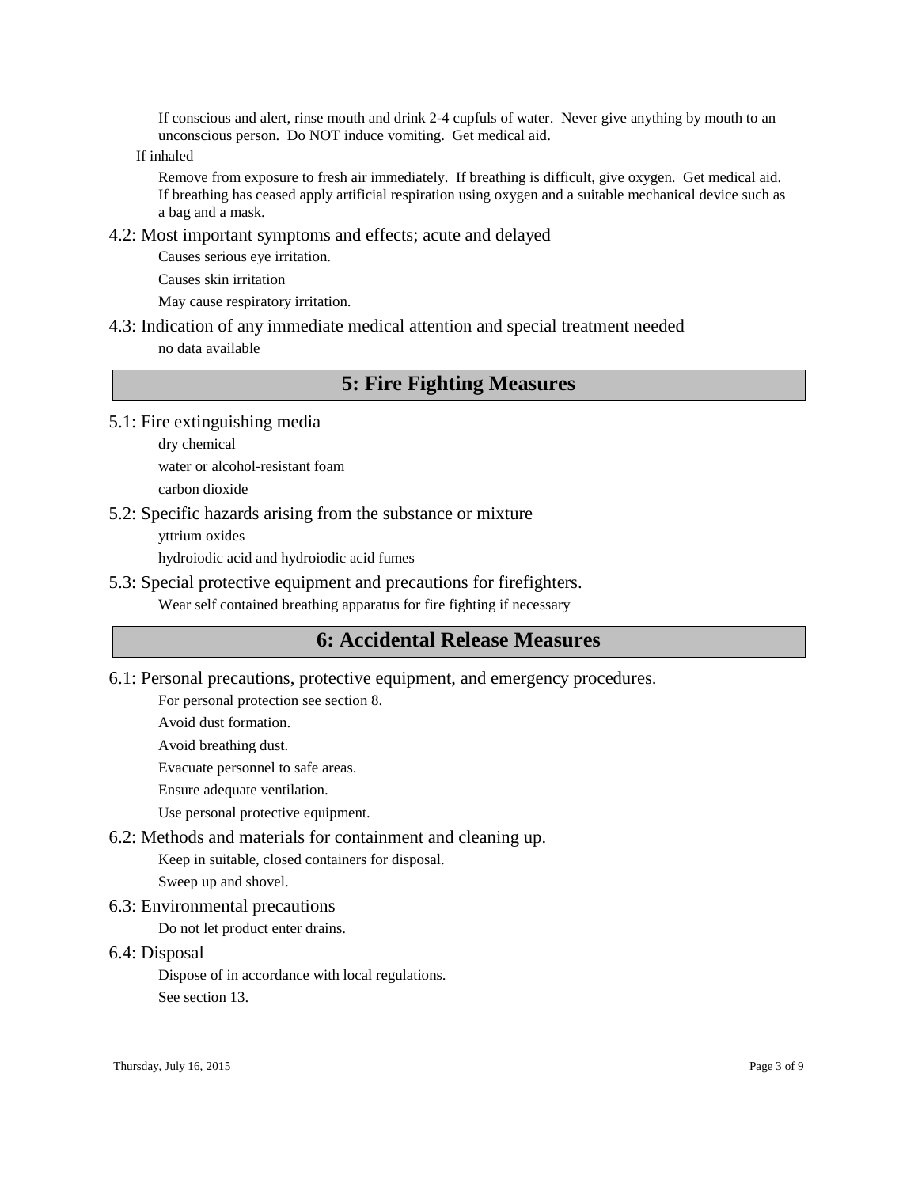If conscious and alert, rinse mouth and drink 2-4 cupfuls of water. Never give anything by mouth to an unconscious person. Do NOT induce vomiting. Get medical aid.

If inhaled

Remove from exposure to fresh air immediately. If breathing is difficult, give oxygen. Get medical aid. If breathing has ceased apply artificial respiration using oxygen and a suitable mechanical device such as a bag and a mask.

### 4.2: Most important symptoms and effects; acute and delayed

Causes serious eye irritation.

Causes skin irritation

May cause respiratory irritation.

### 4.3: Indication of any immediate medical attention and special treatment needed

no data available

## 5: Fire Fighting Measures

### 5.1: Fire extinguishing media

dry chemical

water or alcohol-resistant foam

carbon dioxide

### 5.2: Specific hazards arising from the substance or mixture

yttrium oxides

hydroiodic acid and hydroiodic acid fumes

### 5.3: Special protective equipment and precautions for firefighters.

Wear self contained breathing apparatus for fire fighting if necessary

## 6: Accidental Release Measures

### 6.1: Personal precautions, protective equipment, and emergency procedures.

For personal protection see section 8.

Avoid dust formation.

Avoid breathing dust.

Evacuate personnel to safe areas.

Ensure adequate ventilation.

Use personal protective equipment.

### 6.2: Methods and materials for containment and cleaning up.

Keep in suitable, closed containers for disposal.

Sweep up and shovel.

### 6.3: Environmental precautions

Do not let product enter drains.

### 6.4: Disposal

Dispose of in accordance with local regulations.

See section 13.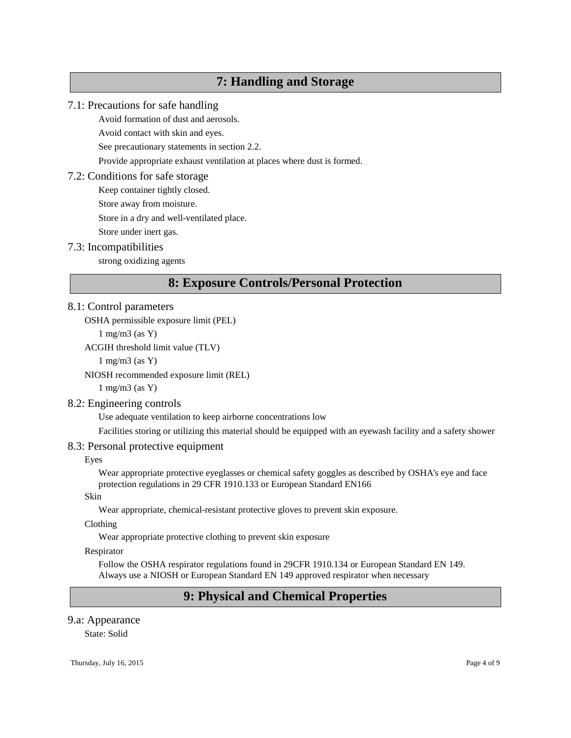## 7: Handling and Storage

### 7.1: Precautions for safe handling

Avoid formation of dust and aerosols.

Avoid contact with skin and eyes.

See precautionary statements in section 2.2.

Provide appropriate exhaust ventilation at places where dust is formed.

### 7.2: Conditions for safe storage

Keep container tightly closed.

Store away from moisture.

Store in a dry and well-ventilated place.

Store under inert gas.

### 7.3: Incompatibilities

strong oxidizing agents

## 8: Exposure Controls/Personal Protection

### 8.1: Control parameters

OSHA permissible exposure limit (PEL)

1 mg/m3 (as Y)

ACGIH threshold limit value (TLV)

1 mg/m3 (as Y)

NIOSH recommended exposure limit (REL)

1 mg/m3 (as Y)

### 8.2: Engineering controls

Use adequate ventilation to keep airborne concentrations low

Facilities storing or utilizing this material should be equipped with an eyewash facility and a safety shower

### 8.3: Personal protective equipment

Eyes

Wear appropriate protective eyeglasses or chemical safety goggles as described by OSHA's eye and face protection regulations in 29 CFR 1910.133 or European Standard EN166

Skin

Wear appropriate, chemical-resistant protective gloves to prevent skin exposure.

Clothing

Wear appropriate protective clothing to prevent skin exposure

Respirator

Follow the OSHA respirator regulations found in 29CFR 1910.134 or European Standard EN 149. Always use a NIOSH or European Standard EN 149 approved respirator when necessary

## 9: Physical and Chemical Properties

### 9.a: Appearance

State: Solid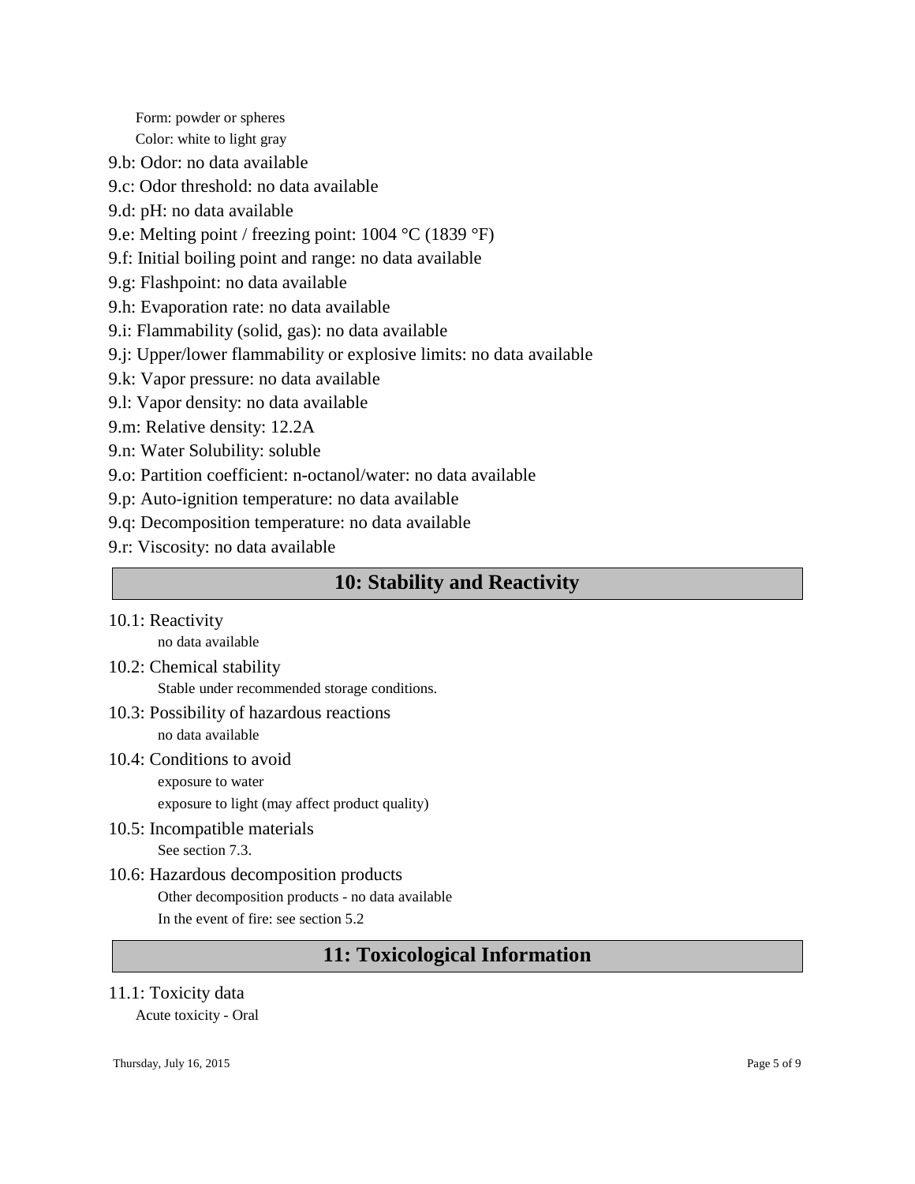Form: powder or spheres

Color: white to light gray

9.b: Odor: no data available

9.c: Odor threshold: no data available

9.d: pH: no data available

9.e: Melting point / freezing point: 1004 °C (1839 °F)

9.f: Initial boiling point and range: no data available

9.g: Flashpoint: no data available

9.h: Evaporation rate: no data available

9.i: Flammability (solid, gas): no data available

9.j: Upper/lower flammability or explosive limits: no data available

9.k: Vapor pressure: no data available

9.l: Vapor density: no data available

9.m: Relative density: 12.2A

9.n: Water Solubility: soluble

9.o: Partition coefficient: n-octanol/water: no data available

9.p: Auto-ignition temperature: no data available

9.q: Decomposition temperature: no data available

9.r: Viscosity: no data available

## 10: Stability and Reactivity

10.1: Reactivity

no data available

10.2: Chemical stability

Stable under recommended storage conditions.

10.3: Possibility of hazardous reactions

no data available

10.4: Conditions to avoid

exposure to water

exposure to light (may affect product quality)

10.5: Incompatible materials

See section 7.3.

10.6: Hazardous decomposition products

Other decomposition products - no data available

In the event of fire: see section 5.2

## 11: Toxicological Information

11.1: Toxicity data

Acute toxicity - Oral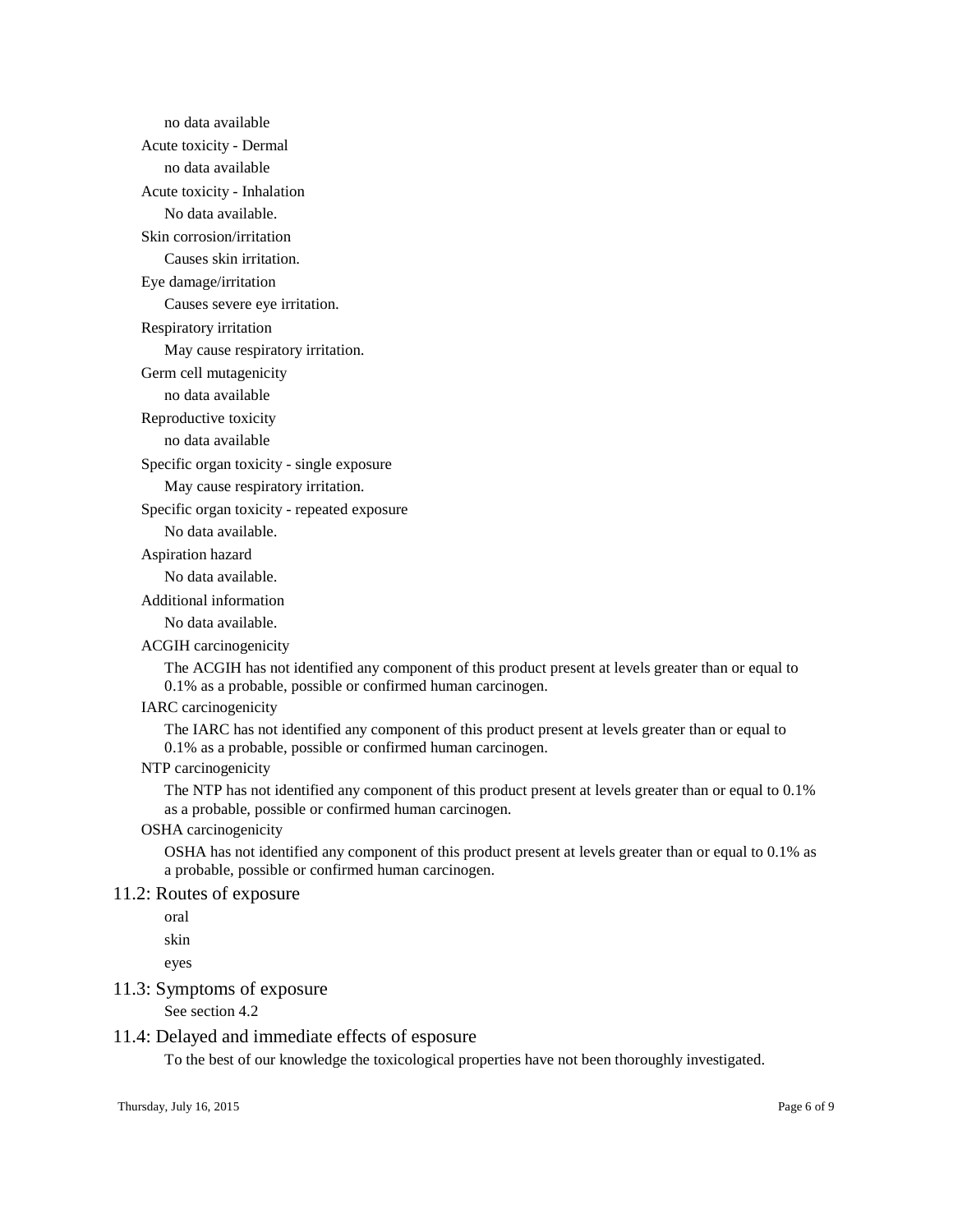no data available

Acute toxicity - Dermal

no data available

Acute toxicity - Inhalation

No data available.

Skin corrosion/irritation

Causes skin irritation.

Eye damage/irritation

Causes severe eye irritation.

Respiratory irritation

May cause respiratory irritation.

Germ cell mutagenicity

no data available

Reproductive toxicity

no data available

Specific organ toxicity - single exposure

May cause respiratory irritation.

Specific organ toxicity - repeated exposure

No data available.

Aspiration hazard

No data available.

Additional information

No data available.

ACGIH carcinogenicity

The ACGIH has not identified any component of this product present at levels greater than or equal to 0.1% as a probable, possible or confirmed human carcinogen.

IARC carcinogenicity

The IARC has not identified any component of this product present at levels greater than or equal to 0.1% as a probable, possible or confirmed human carcinogen.

NTP carcinogenicity

The NTP has not identified any component of this product present at levels greater than or equal to 0.1% as a probable, possible or confirmed human carcinogen.

OSHA carcinogenicity

OSHA has not identified any component of this product present at levels greater than or equal to 0.1% as a probable, possible or confirmed human carcinogen.

## 11.2: Routes of exposure

oral

skin

eyes

## 11.3: Symptoms of exposure

See section 4.2

## 11.4: Delayed and immediate effects of esposure

To the best of our knowledge the toxicological properties have not been thoroughly investigated.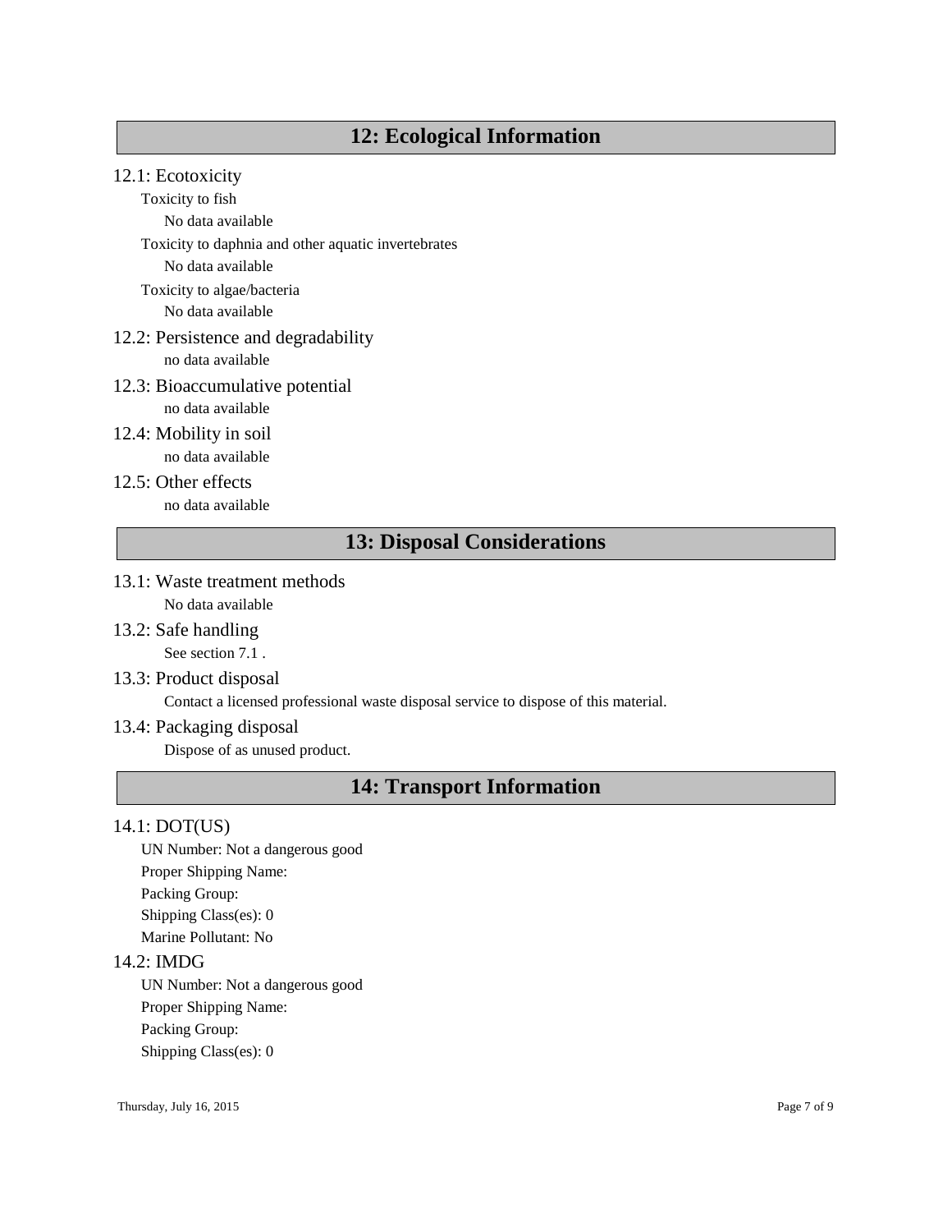## 12: Ecological Information

### 12.1: Ecotoxicity

Toxicity to fish

No data available

Toxicity to daphnia and other aquatic invertebrates

No data available

Toxicity to algae/bacteria

No data available

### 12.2: Persistence and degradability

no data available

### 12.3: Bioaccumulative potential

no data available

### 12.4: Mobility in soil

no data available

### 12.5: Other effects

no data available

## 13: Disposal Considerations

### 13.1: Waste treatment methods

No data available

### 13.2: Safe handling

See section 7.1 .

### 13.3: Product disposal

Contact a licensed professional waste disposal service to dispose of this material.

### 13.4: Packaging disposal

Dispose of as unused product.

## 14: Transport Information

### 14.1: DOT(US)

UN Number: Not a dangerous good

Proper Shipping Name:

Packing Group:

Shipping Class(es): 0

Marine Pollutant: No

### 14.2: IMDG

UN Number: Not a dangerous good

Proper Shipping Name:

Packing Group:

Shipping Class(es): 0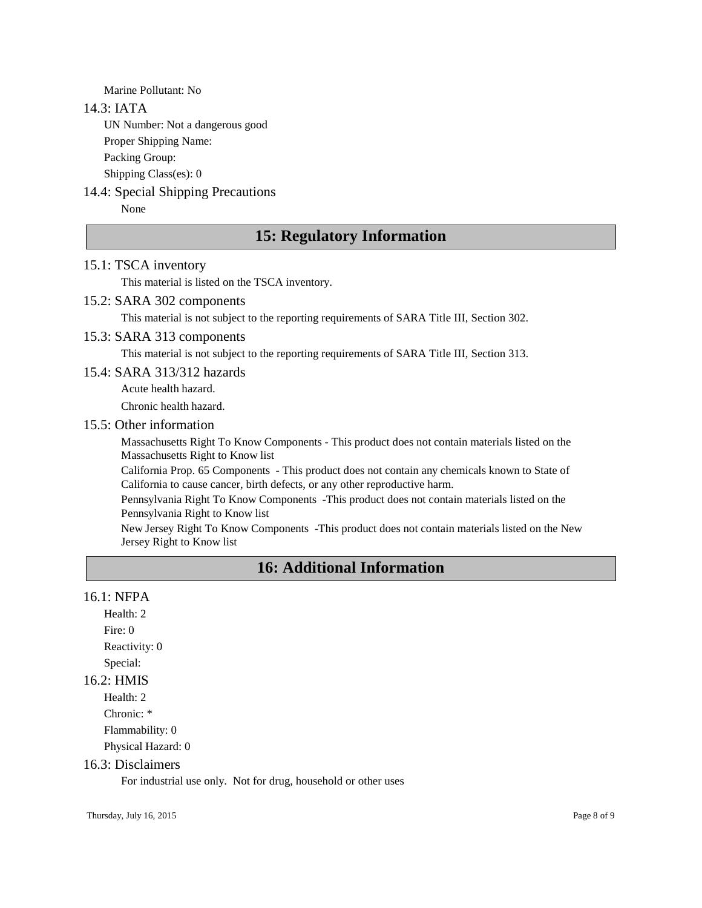Marine Pollutant: No

### 14.3: IATA

UN Number: Not a dangerous good

Proper Shipping Name:

Packing Group:

Shipping Class(es): 0

### 14.4: Special Shipping Precautions

None

## 15: Regulatory Information

### 15.1: TSCA inventory

This material is listed on the TSCA inventory.

### 15.2: SARA 302 components

This material is not subject to the reporting requirements of SARA Title III, Section 302.

### 15.3: SARA 313 components

This material is not subject to the reporting requirements of SARA Title III, Section 313.

### 15.4: SARA 313/312 hazards

Acute health hazard.

Chronic health hazard.

### 15.5: Other information

Massachusetts Right To Know Components - This product does not contain materials listed on the Massachusetts Right to Know list

California Prop. 65 Components - This product does not contain any chemicals known to State of California to cause cancer, birth defects, or any other reproductive harm.

Pennsylvania Right To Know Components -This product does not contain materials listed on the Pennsylvania Right to Know list

New Jersey Right To Know Components -This product does not contain materials listed on the New Jersey Right to Know list

## 16: Additional Information

### 16.1: NFPA

Health: 2

Fire: 0

Reactivity: 0

Special:

### 16.2: HMIS

Health: 2

Chronic: *

Flammability: 0

Physical Hazard: 0

### 16.3: Disclaimers

For industrial use only. Not for drug, household or other uses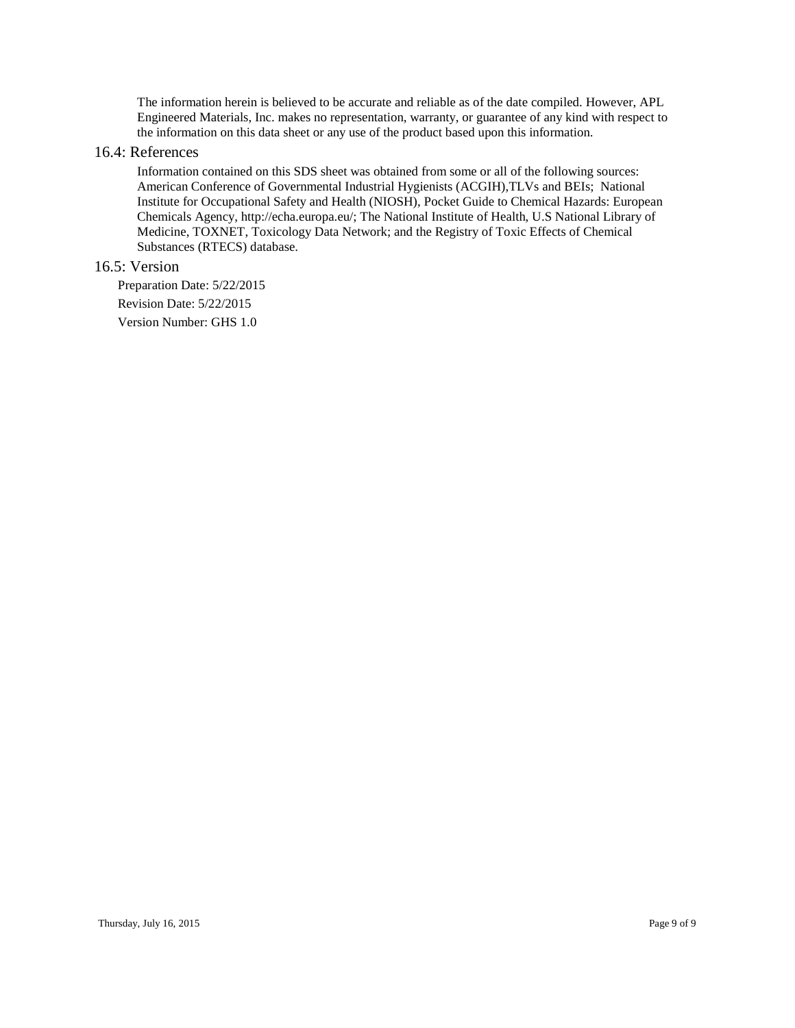The information herein is believed to be accurate and reliable as of the date compiled. However, APL Engineered Materials, Inc. makes no representation, warranty, or guarantee of any kind with respect to the information on this data sheet or any use of the product based upon this information.

## 16.4: References

Information contained on this SDS sheet was obtained from some or all of the following sources: American Conference of Governmental Industrial Hygienists (ACGIH),TLVs and BEIs; National Institute for Occupational Safety and Health (NIOSH), Pocket Guide to Chemical Hazards: European Chemicals Agency, http://echa.europa.eu/; The National Institute of Health, U.S National Library of Medicine, TOXNET, Toxicology Data Network; and the Registry of Toxic Effects of Chemical Substances (RTECS) database.

## 16.5: Version

Preparation Date: 5/22/2015

Revision Date: 5/22/2015

Version Number: GHS 1.0